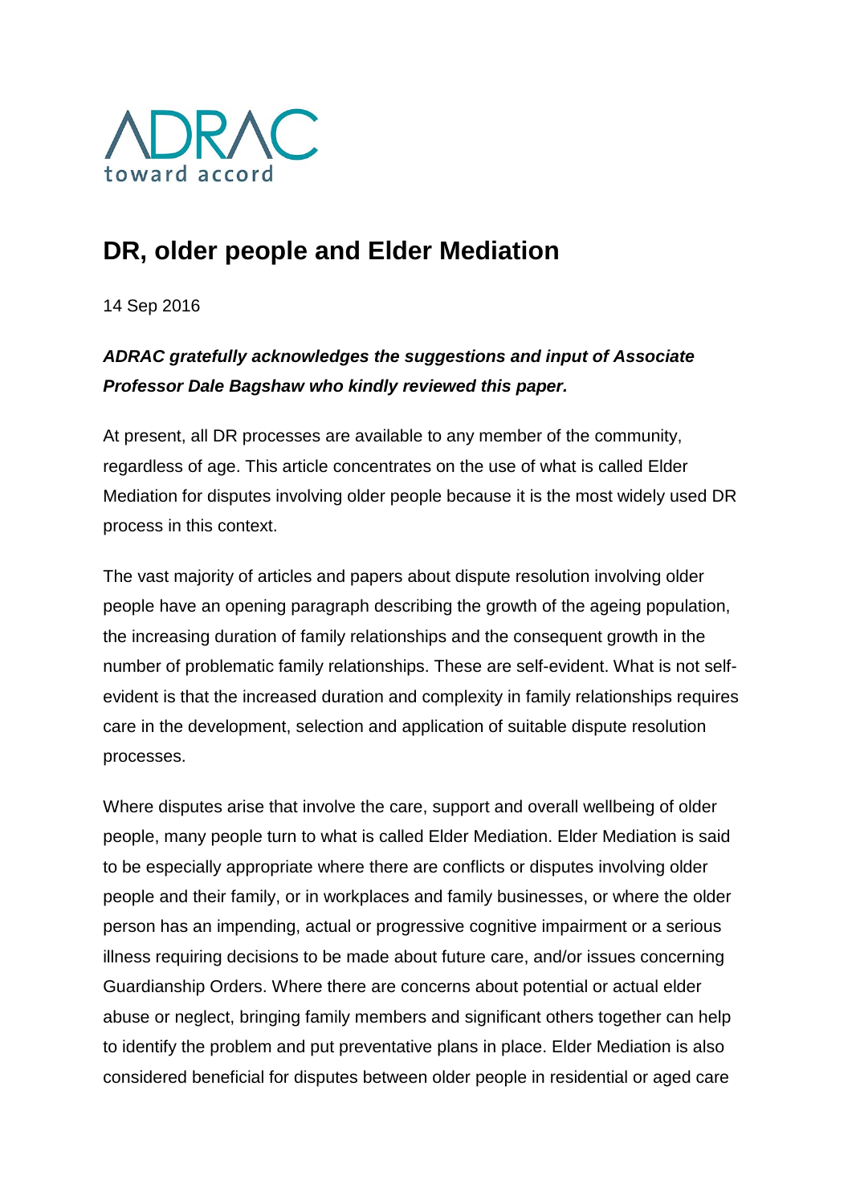ADRAC
toward accord

# DR, older people and Elder Mediation

14 Sep 2016

***ADRAC gratefully acknowledges the suggestions and input of Associate Professor Dale Bagshaw who kindly reviewed this paper.***

At present, all DR processes are available to any member of the community, regardless of age. This article concentrates on the use of what is called Elder Mediation for disputes involving older people because it is the most widely used DR process in this context.

The vast majority of articles and papers about dispute resolution involving older people have an opening paragraph describing the growth of the ageing population, the increasing duration of family relationships and the consequent growth in the number of problematic family relationships. These are self-evident. What is not self-evident is that the increased duration and complexity in family relationships requires care in the development, selection and application of suitable dispute resolution processes.

Where disputes arise that involve the care, support and overall wellbeing of older people, many people turn to what is called Elder Mediation. Elder Mediation is said to be especially appropriate where there are conflicts or disputes involving older people and their family, or in workplaces and family businesses, or where the older person has an impending, actual or progressive cognitive impairment or a serious illness requiring decisions to be made about future care, and/or issues concerning Guardianship Orders. Where there are concerns about potential or actual elder abuse or neglect, bringing family members and significant others together can help to identify the problem and put preventative plans in place. Elder Mediation is also considered beneficial for disputes between older people in residential or aged care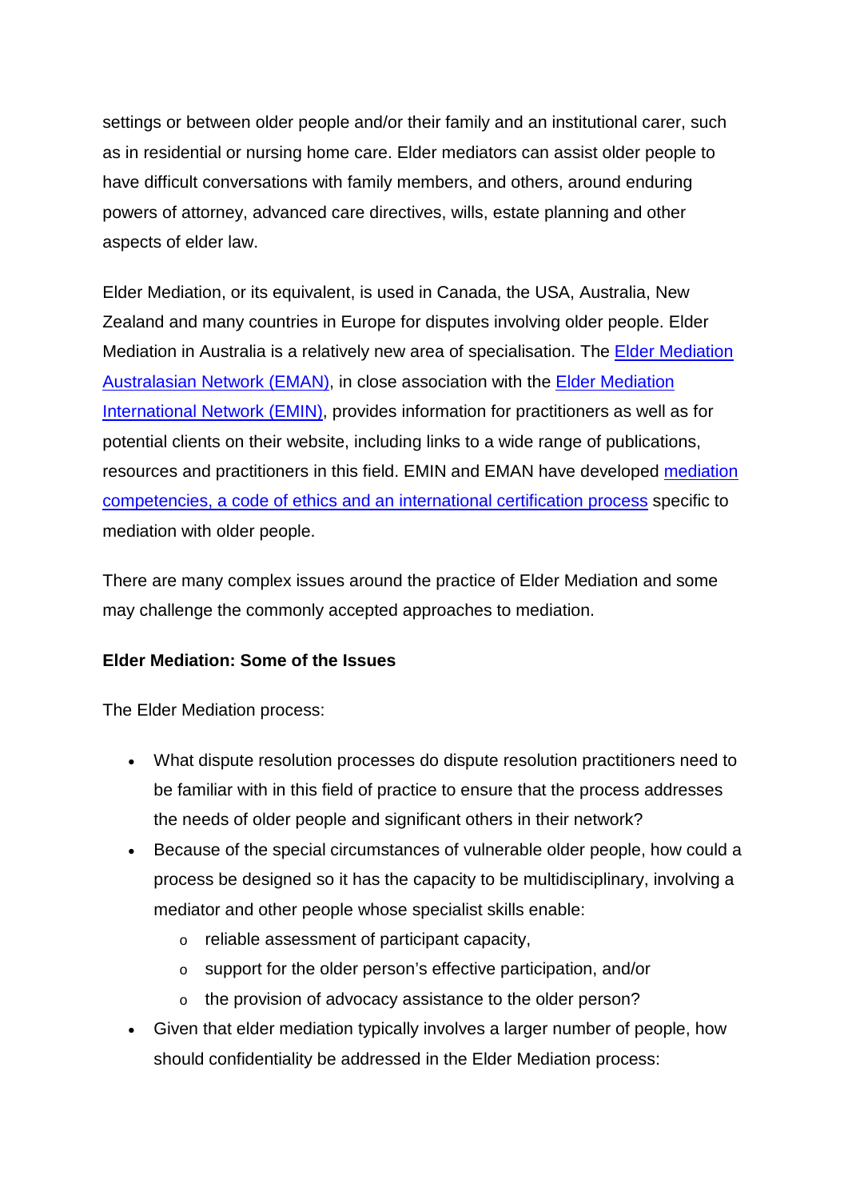settings or between older people and/or their family and an institutional carer, such as in residential or nursing home care. Elder mediators can assist older people to have difficult conversations with family members, and others, around enduring powers of attorney, advanced care directives, wills, estate planning and other aspects of elder law.

Elder Mediation, or its equivalent, is used in Canada, the USA, Australia, New Zealand and many countries in Europe for disputes involving older people. Elder Mediation in Australia is a relatively new area of specialisation. The Elder Mediation Australasian Network (EMAN), in close association with the Elder Mediation International Network (EMIN), provides information for practitioners as well as for potential clients on their website, including links to a wide range of publications, resources and practitioners in this field. EMIN and EMAN have developed mediation competencies, a code of ethics and an international certification process specific to mediation with older people.

There are many complex issues around the practice of Elder Mediation and some may challenge the commonly accepted approaches to mediation.

**Elder Mediation: Some of the Issues**

The Elder Mediation process:

- What dispute resolution processes do dispute resolution practitioners need to be familiar with in this field of practice to ensure that the process addresses the needs of older people and significant others in their network?
- Because of the special circumstances of vulnerable older people, how could a process be designed so it has the capacity to be multidisciplinary, involving a mediator and other people whose specialist skills enable:
  - reliable assessment of participant capacity,
  - support for the older person's effective participation, and/or
  - the provision of advocacy assistance to the older person?
- Given that elder mediation typically involves a larger number of people, how should confidentiality be addressed in the Elder Mediation process: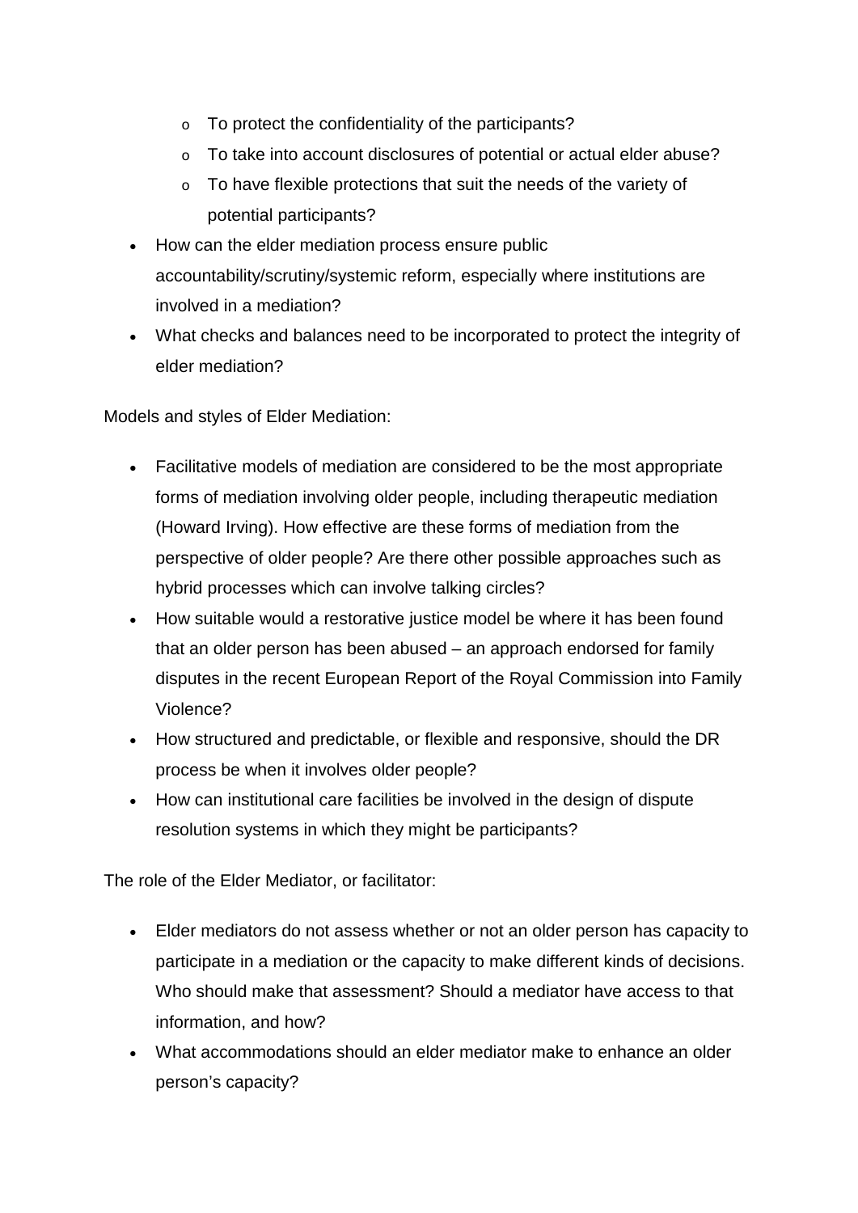- To protect the confidentiality of the participants?
  - To take into account disclosures of potential or actual elder abuse?
  - To have flexible protections that suit the needs of the variety of potential participants?
- How can the elder mediation process ensure public accountability/scrutiny/systemic reform, especially where institutions are involved in a mediation?
- What checks and balances need to be incorporated to protect the integrity of elder mediation?

Models and styles of Elder Mediation:

- Facilitative models of mediation are considered to be the most appropriate forms of mediation involving older people, including therapeutic mediation (Howard Irving). How effective are these forms of mediation from the perspective of older people? Are there other possible approaches such as hybrid processes which can involve talking circles?
- How suitable would a restorative justice model be where it has been found that an older person has been abused – an approach endorsed for family disputes in the recent European Report of the Royal Commission into Family Violence?
- How structured and predictable, or flexible and responsive, should the DR process be when it involves older people?
- How can institutional care facilities be involved in the design of dispute resolution systems in which they might be participants?

The role of the Elder Mediator, or facilitator:

- Elder mediators do not assess whether or not an older person has capacity to participate in a mediation or the capacity to make different kinds of decisions. Who should make that assessment? Should a mediator have access to that information, and how?
- What accommodations should an elder mediator make to enhance an older person's capacity?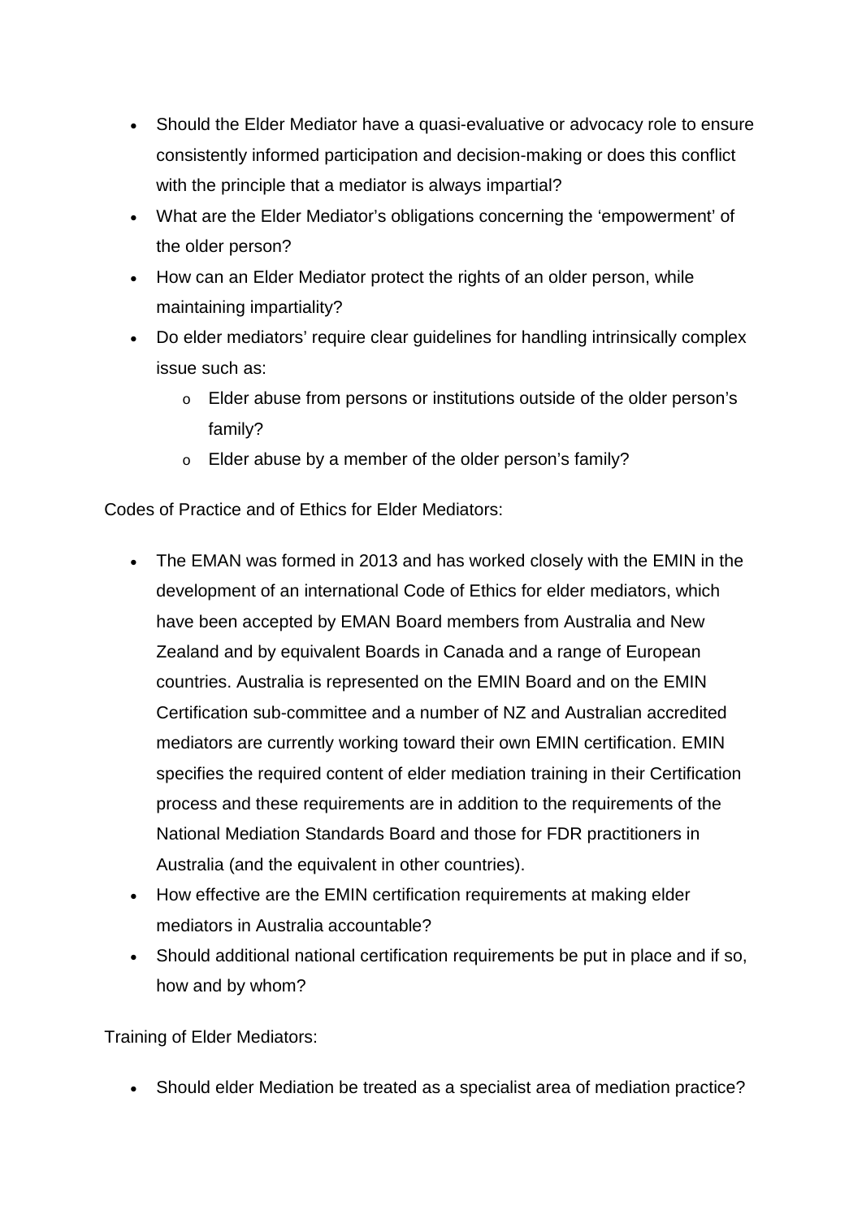- Should the Elder Mediator have a quasi-evaluative or advocacy role to ensure consistently informed participation and decision-making or does this conflict with the principle that a mediator is always impartial?
- What are the Elder Mediator's obligations concerning the 'empowerment' of the older person?
- How can an Elder Mediator protect the rights of an older person, while maintaining impartiality?
- Do elder mediators' require clear guidelines for handling intrinsically complex issue such as:
  - Elder abuse from persons or institutions outside of the older person's family?
  - Elder abuse by a member of the older person's family?

Codes of Practice and of Ethics for Elder Mediators:

- The EMAN was formed in 2013 and has worked closely with the EMIN in the development of an international Code of Ethics for elder mediators, which have been accepted by EMAN Board members from Australia and New Zealand and by equivalent Boards in Canada and a range of European countries. Australia is represented on the EMIN Board and on the EMIN Certification sub-committee and a number of NZ and Australian accredited mediators are currently working toward their own EMIN certification. EMIN specifies the required content of elder mediation training in their Certification process and these requirements are in addition to the requirements of the National Mediation Standards Board and those for FDR practitioners in Australia (and the equivalent in other countries).
- How effective are the EMIN certification requirements at making elder mediators in Australia accountable?
- Should additional national certification requirements be put in place and if so, how and by whom?

Training of Elder Mediators:

- Should elder Mediation be treated as a specialist area of mediation practice?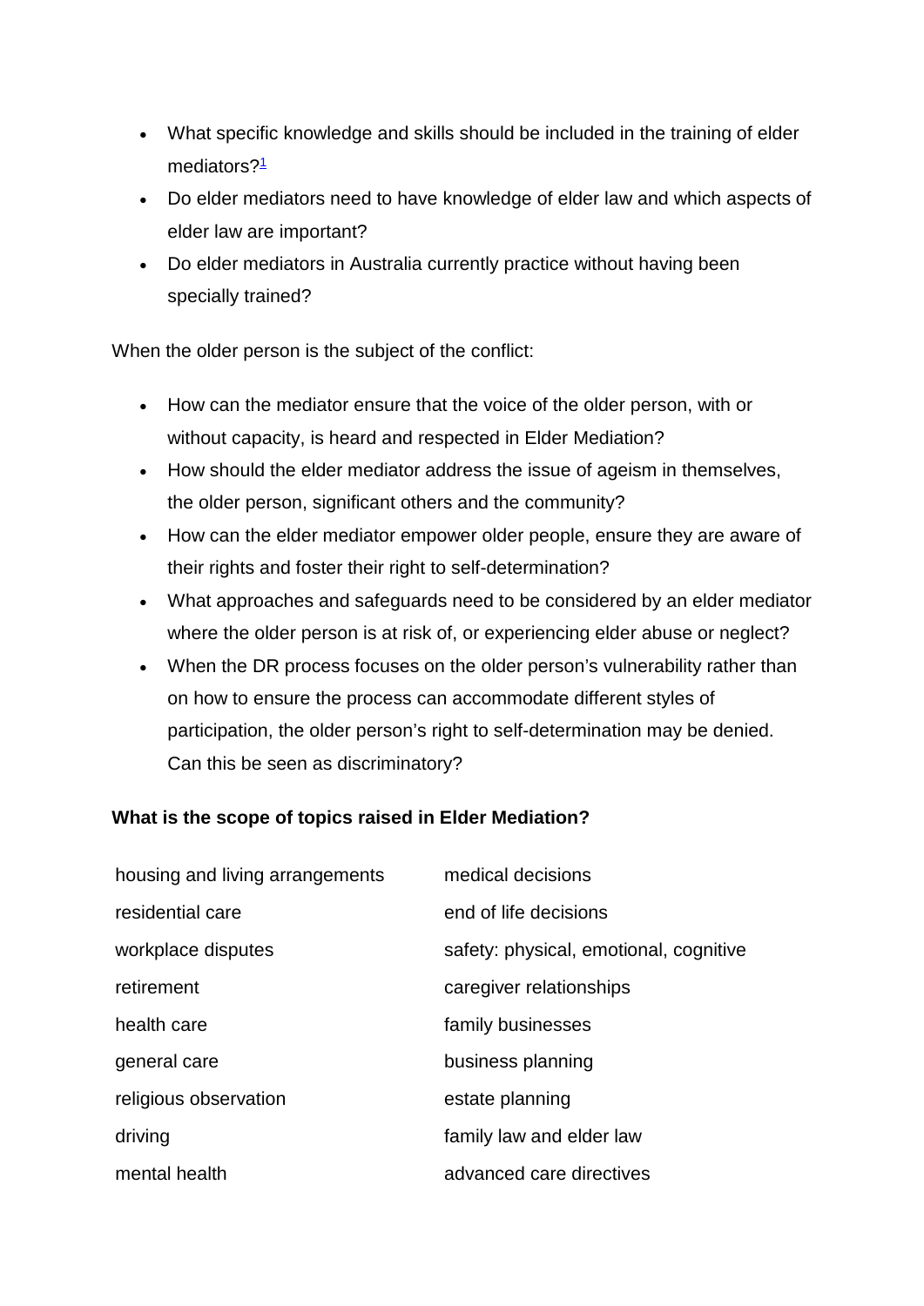- What specific knowledge and skills should be included in the training of elder mediators?[1]
- Do elder mediators need to have knowledge of elder law and which aspects of elder law are important?
- Do elder mediators in Australia currently practice without having been specially trained?

When the older person is the subject of the conflict:

- How can the mediator ensure that the voice of the older person, with or without capacity, is heard and respected in Elder Mediation?
- How should the elder mediator address the issue of ageism in themselves, the older person, significant others and the community?
- How can the elder mediator empower older people, ensure they are aware of their rights and foster their right to self-determination?
- What approaches and safeguards need to be considered by an elder mediator where the older person is at risk of, or experiencing elder abuse or neglect?
- When the DR process focuses on the older person's vulnerability rather than on how to ensure the process can accommodate different styles of participation, the older person's right to self-determination may be denied. Can this be seen as discriminatory?

**What is the scope of topics raised in Elder Mediation?**

| | |
|---|---|
| housing and living arrangements | medical decisions |
| residential care | end of life decisions |
| workplace disputes | safety: physical, emotional, cognitive |
| retirement | caregiver relationships |
| health care | family businesses |
| general care | business planning |
| religious observation | estate planning |
| driving | family law and elder law |
| mental health | advanced care directives |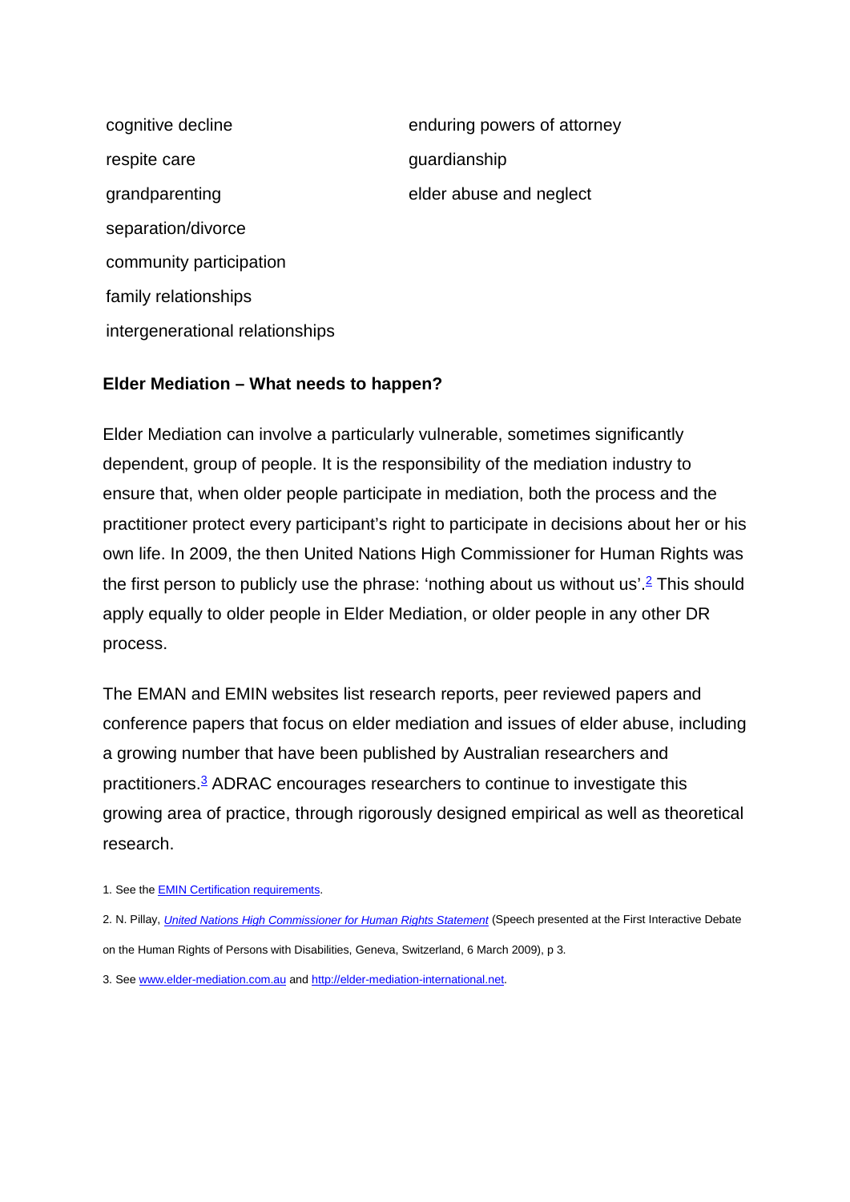- cognitive decline
- respite care
- grandparenting
- separation/divorce
- community participation
- family relationships
- intergenerational relationships
- enduring powers of attorney
- guardianship
- elder abuse and neglect

### Elder Mediation – What needs to happen?

Elder Mediation can involve a particularly vulnerable, sometimes significantly dependent, group of people. It is the responsibility of the mediation industry to ensure that, when older people participate in mediation, both the process and the practitioner protect every participant's right to participate in decisions about her or his own life. In 2009, the then United Nations High Commissioner for Human Rights was the first person to publicly use the phrase: 'nothing about us without us'.[2] This should apply equally to older people in Elder Mediation, or older people in any other DR process.

The EMAN and EMIN websites list research reports, peer reviewed papers and conference papers that focus on elder mediation and issues of elder abuse, including a growing number that have been published by Australian researchers and practitioners.[3] ADRAC encourages researchers to continue to investigate this growing area of practice, through rigorously designed empirical as well as theoretical research.

1. See the EMIN Certification requirements.

2. N. Pillay, *United Nations High Commissioner for Human Rights Statement* (Speech presented at the First Interactive Debate on the Human Rights of Persons with Disabilities, Geneva, Switzerland, 6 March 2009), p 3.

3. See www.elder-mediation.com.au and http://elder-mediation-international.net.